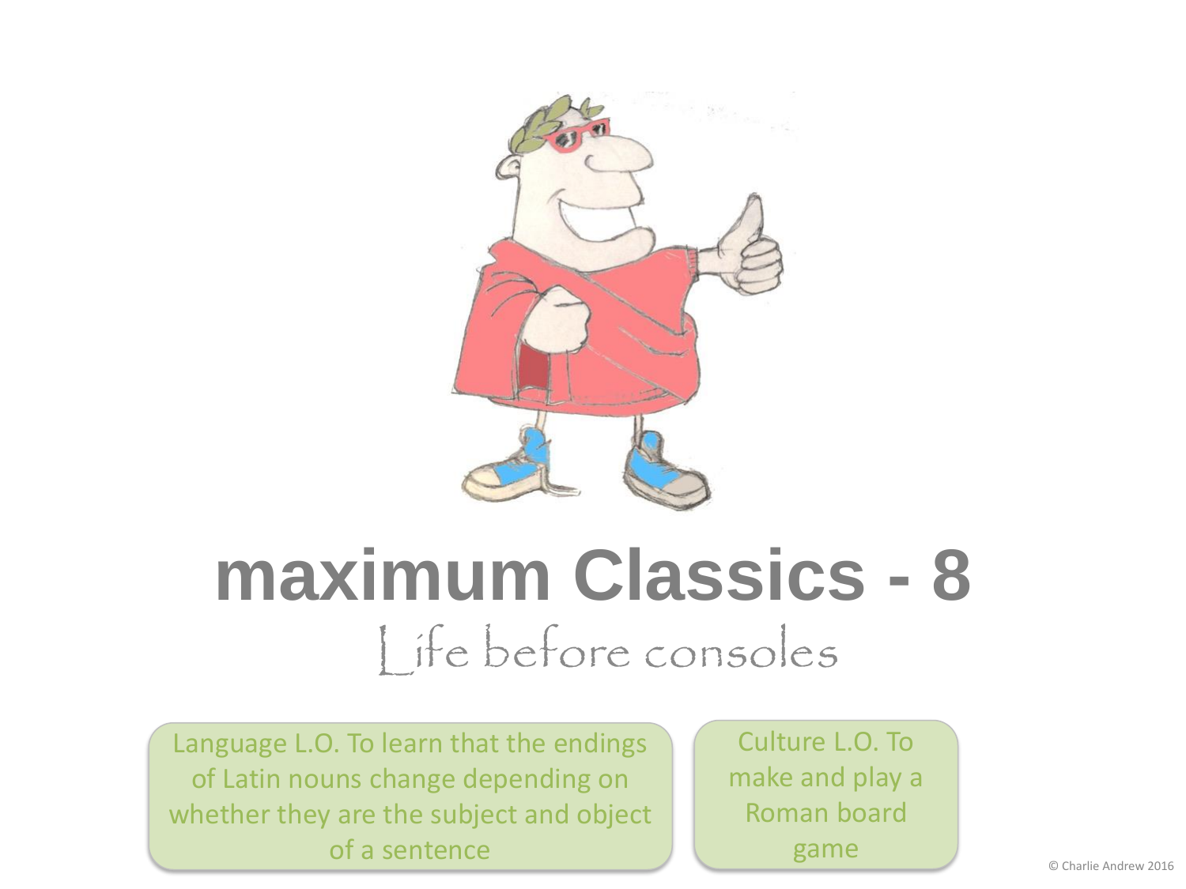# maximum Classics - 8

## Life before consoles

Language L.O. To learn that the endings of Latin nouns change depending on whether they are the subject and object of a sentence

Culture L.O. To make and play a Roman board game

© Charlie Andrew 2016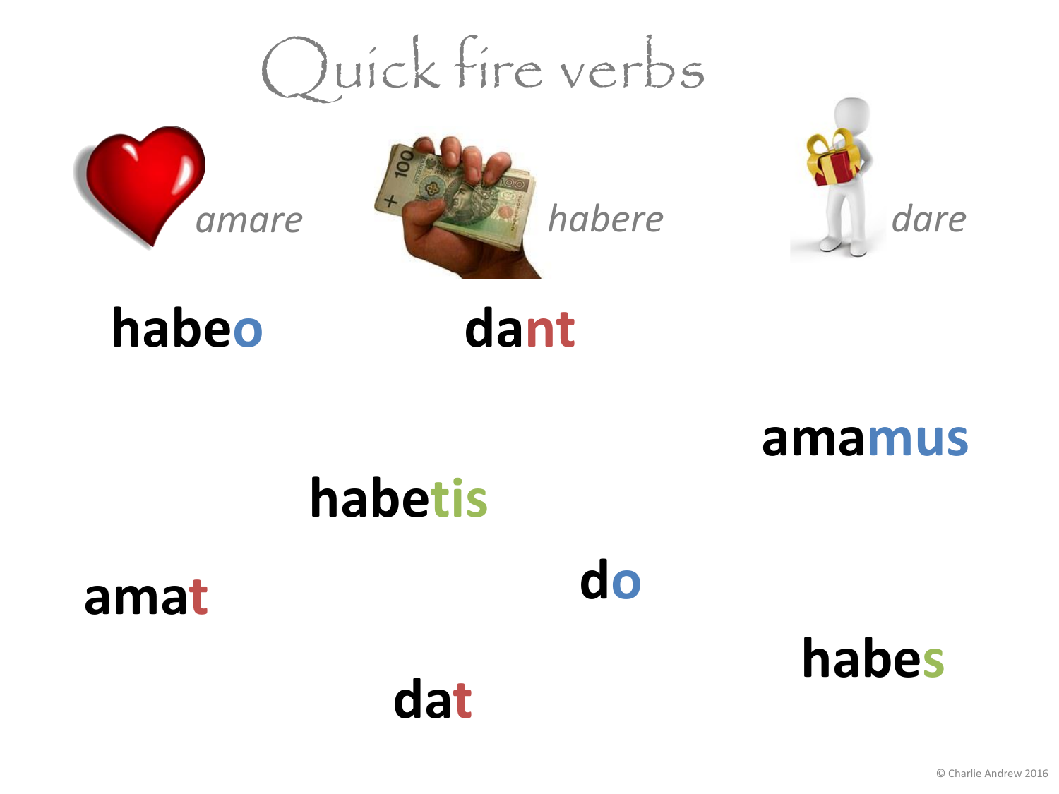# Quick fire verbs

*amare*

*habere*

*dare*

**habeo**

**dant**

**amamus**

**habetis**

**amat**

**do**

**habes**

**dat**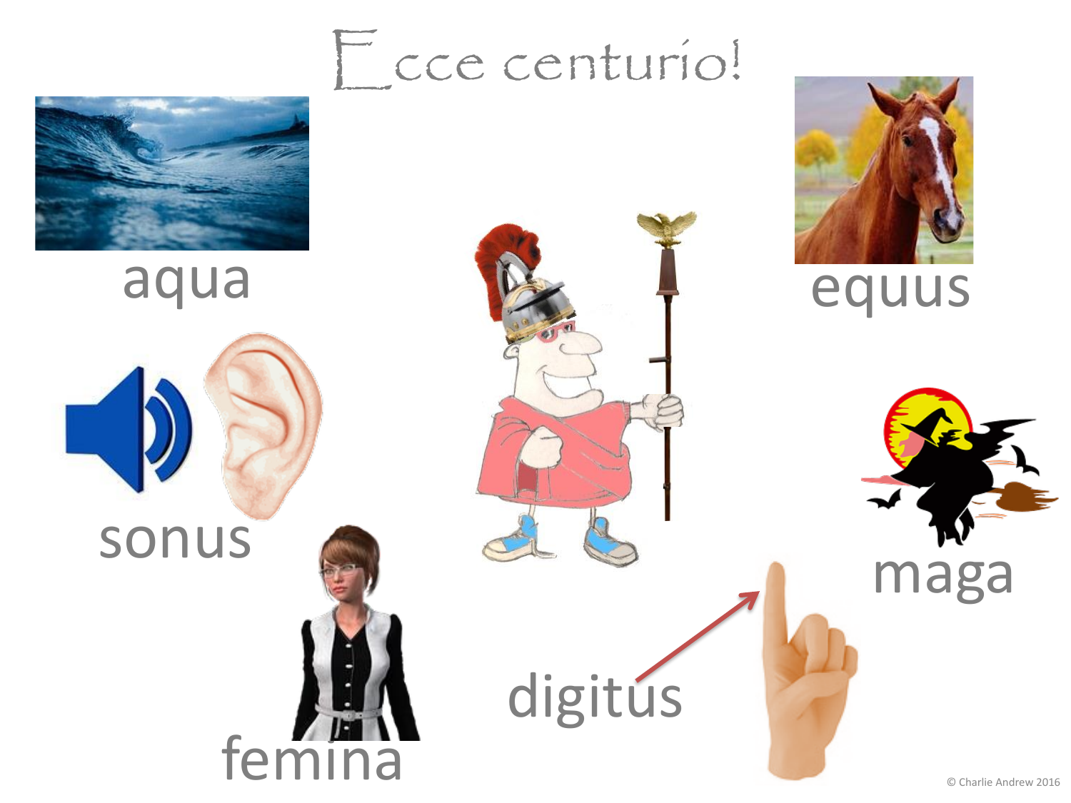# Ecce centurio!

aqua

equus

sonus

maga

femina

digitus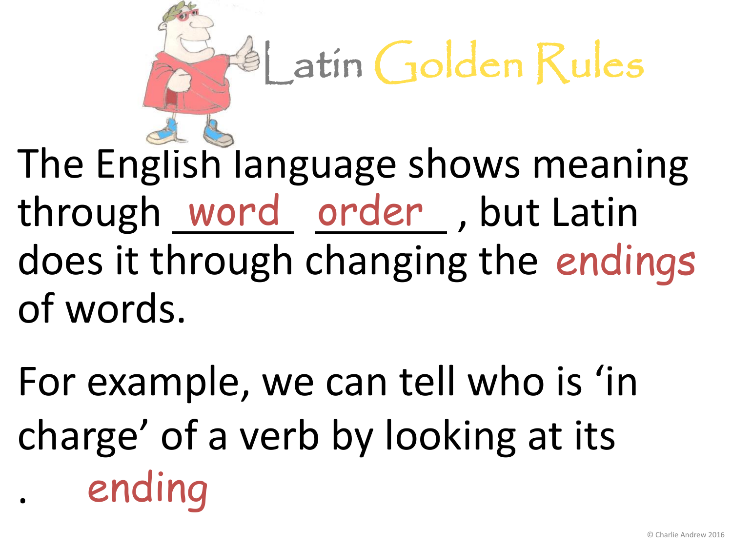# Latin Golden Rules

The English language shows meaning through word order, but Latin does it through changing the endings of words.

For example, we can tell who is 'in charge' of a verb by looking at its ending.

© Charlie Andrew 2016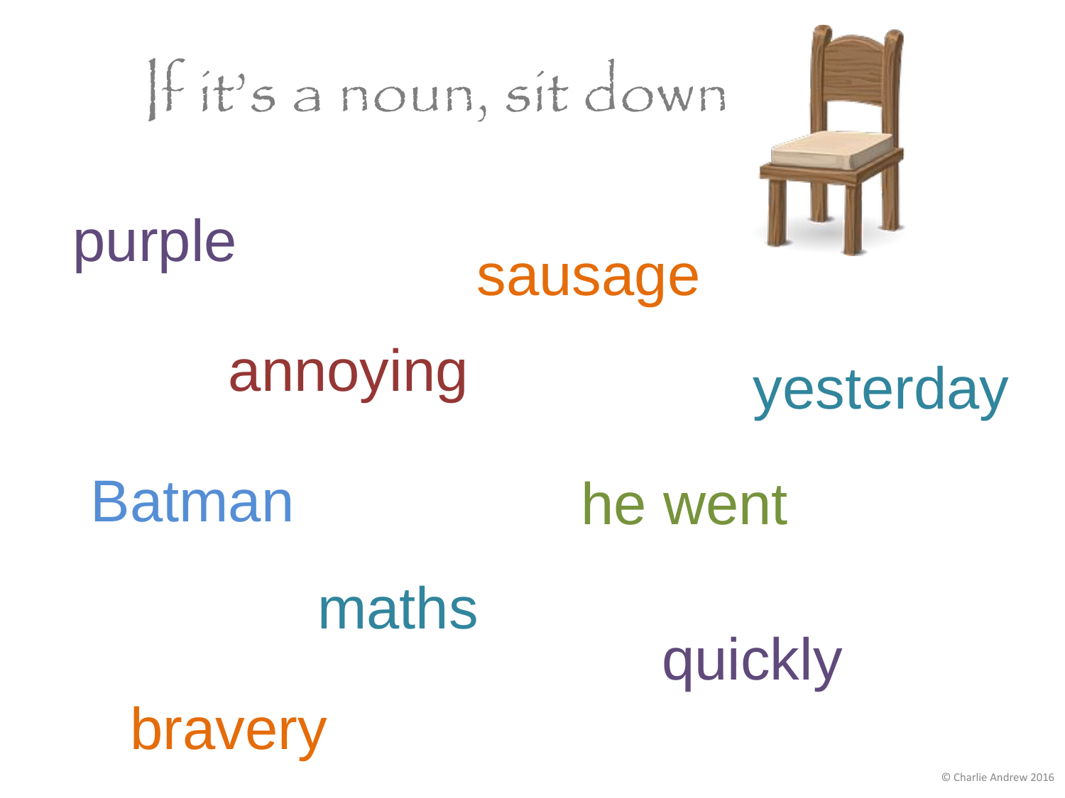# If it's a noun, sit down

purple

sausage

annoying

yesterday

Batman

he went

maths

quickly

bravery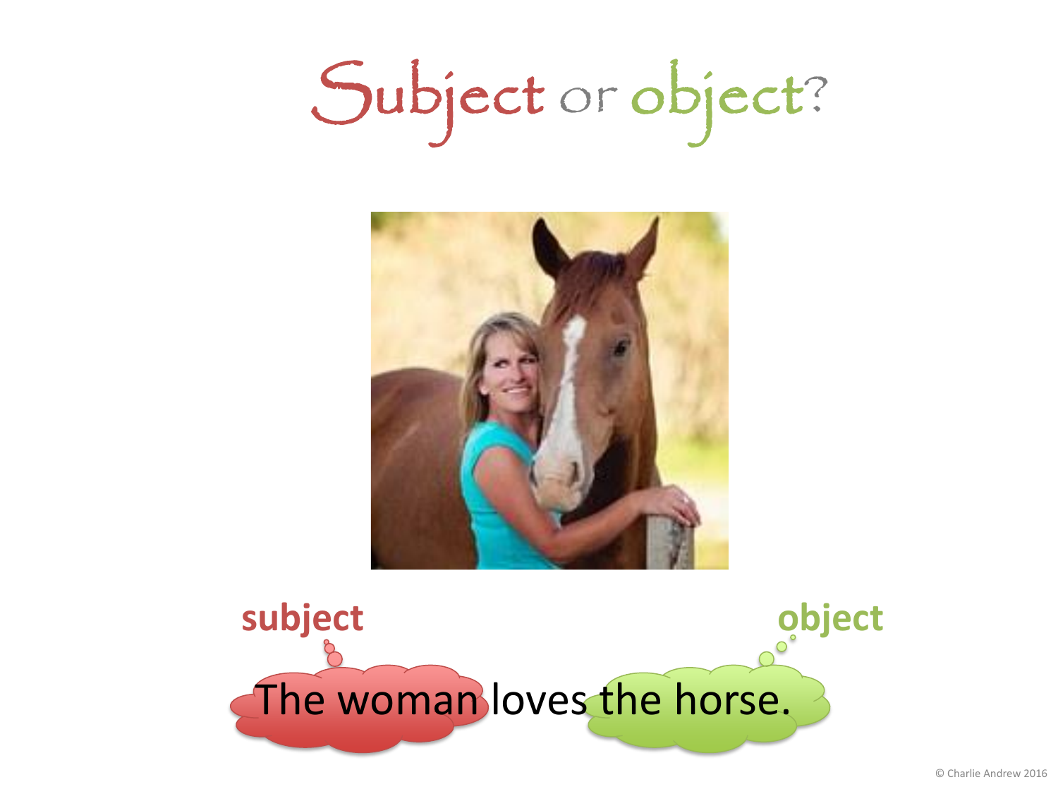# Subject or object?

subject

object

The woman loves the horse.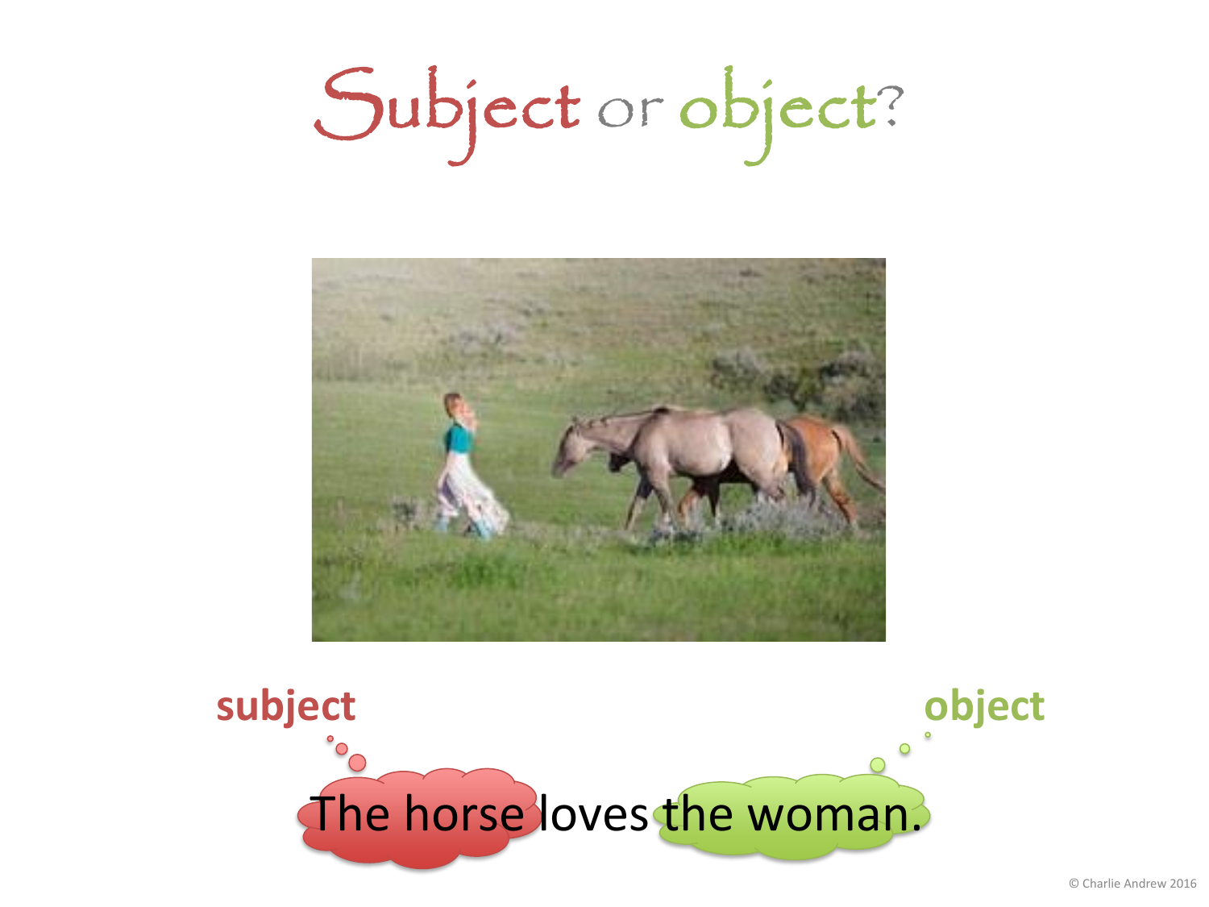# Subject or object?

**subject**

**object**

The horse loves the woman.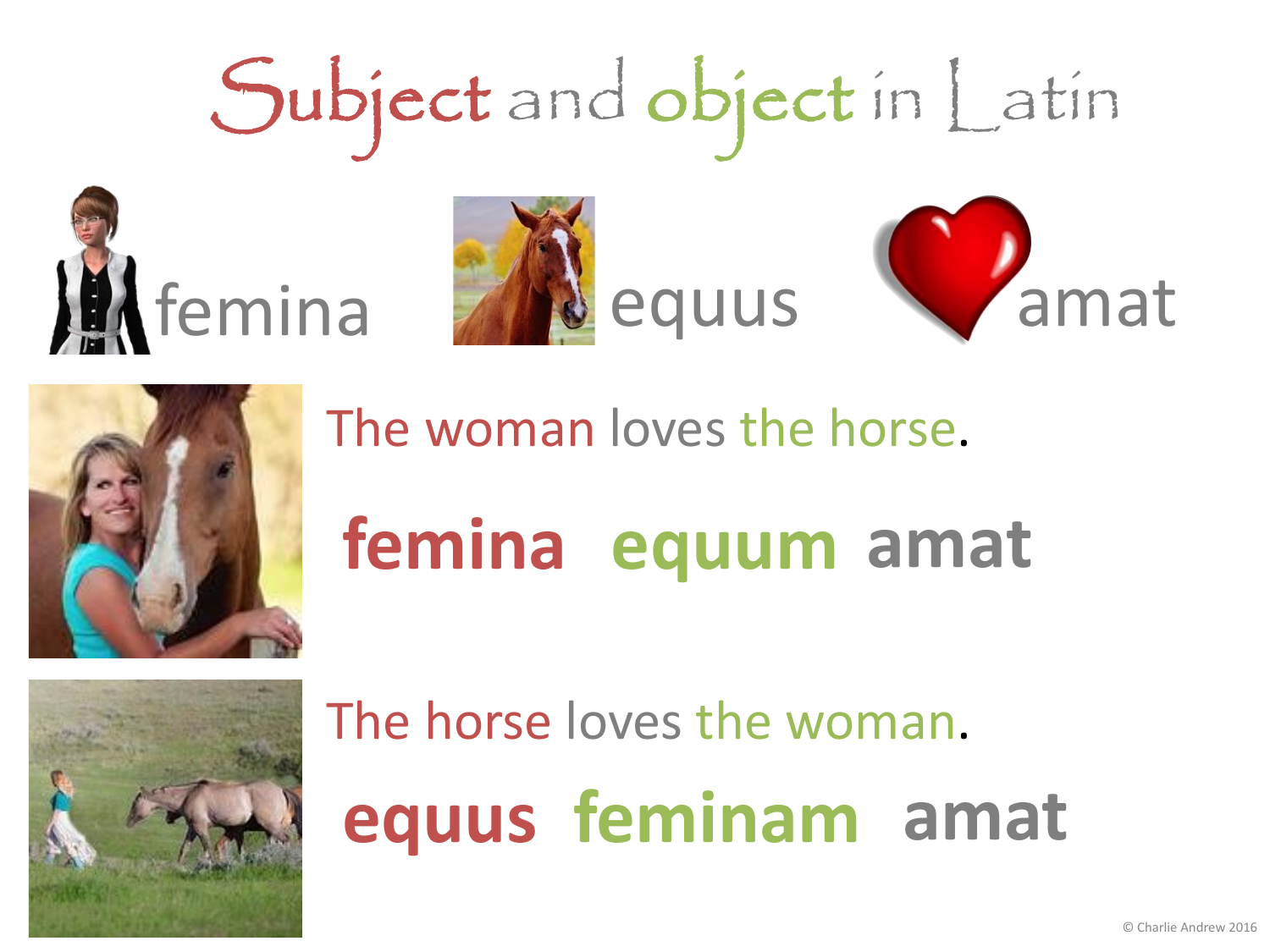# Subject and object in Latin

femina equus amat

The woman loves the horse.

**femina equum amat**

The horse loves the woman.

**equus feminam amat**

© Charlie Andrew 2016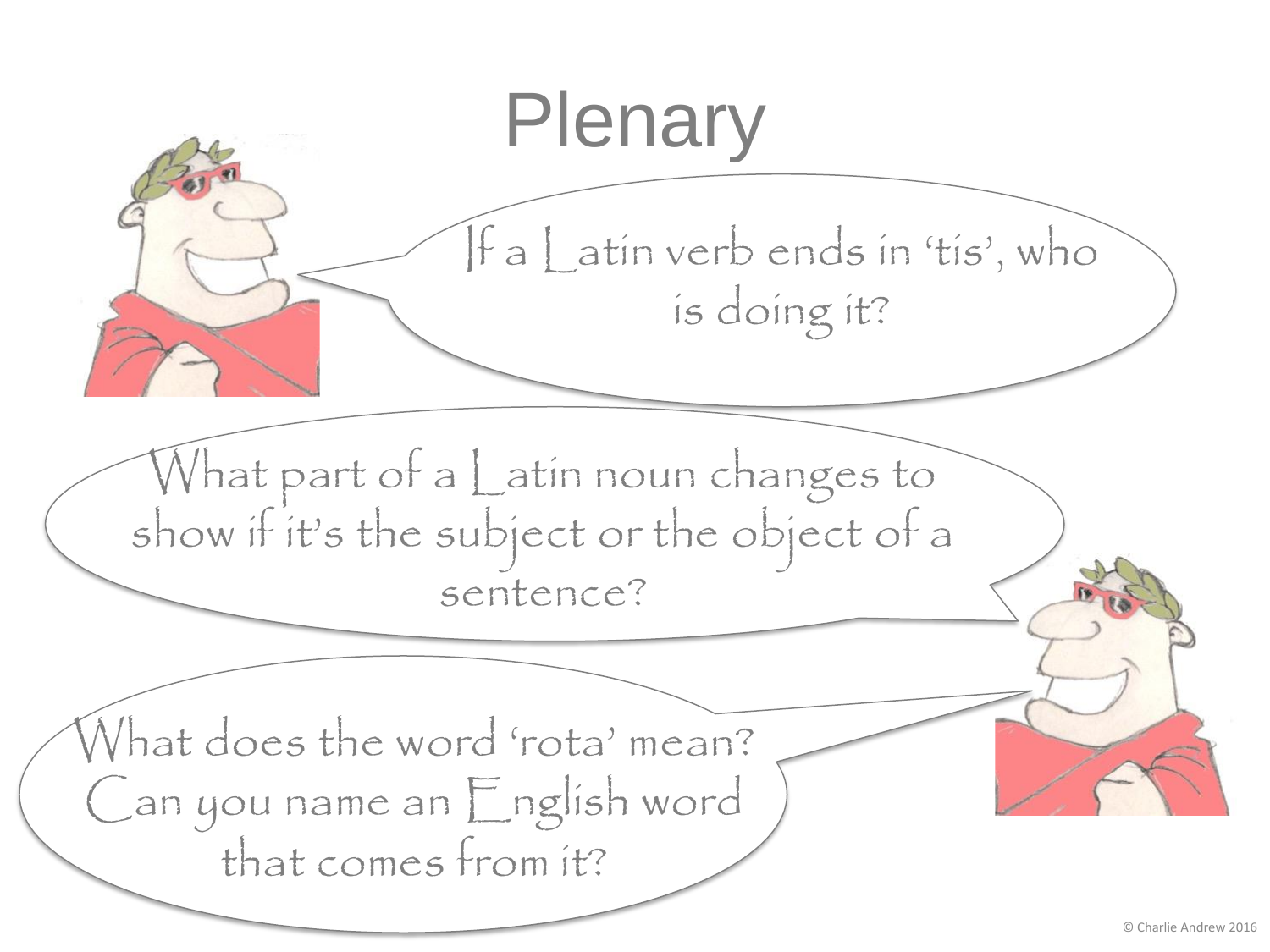# Plenary

If a Latin verb ends in 'tis', who is doing it?

What part of a Latin noun changes to show if it's the subject or the object of a sentence?

What does the word 'rota' mean? Can you name an English word that comes from it?

© Charlie Andrew 2016